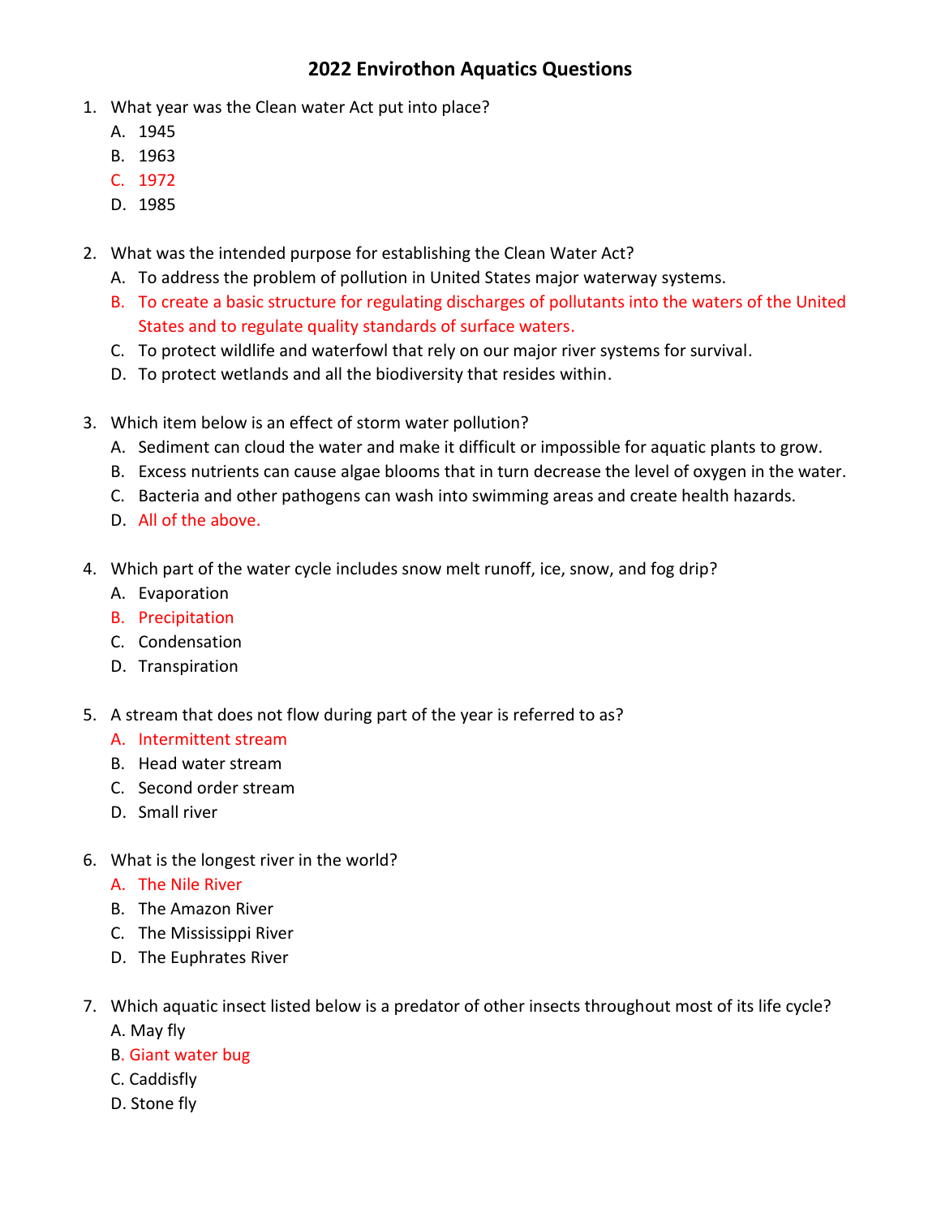# 2022 Envirothon Aquatics Questions

1. What year was the Clean water Act put into place?
   A. 1945
   B. 1963
   C. 1972
   D. 1985

2. What was the intended purpose for establishing the Clean Water Act?
   A. To address the problem of pollution in United States major waterway systems.
   B. To create a basic structure for regulating discharges of pollutants into the waters of the United States and to regulate quality standards of surface waters.
   C. To protect wildlife and waterfowl that rely on our major river systems for survival.
   D. To protect wetlands and all the biodiversity that resides within.

3. Which item below is an effect of storm water pollution?
   A. Sediment can cloud the water and make it difficult or impossible for aquatic plants to grow.
   B. Excess nutrients can cause algae blooms that in turn decrease the level of oxygen in the water.
   C. Bacteria and other pathogens can wash into swimming areas and create health hazards.
   D. All of the above.

4. Which part of the water cycle includes snow melt runoff, ice, snow, and fog drip?
   A. Evaporation
   B. Precipitation
   C. Condensation
   D. Transpiration

5. A stream that does not flow during part of the year is referred to as?
   A. Intermittent stream
   B. Head water stream
   C. Second order stream
   D. Small river

6. What is the longest river in the world?
   A. The Nile River
   B. The Amazon River
   C. The Mississippi River
   D. The Euphrates River

7. Which aquatic insect listed below is a predator of other insects throughout most of its life cycle?
   A. May fly
   B. Giant water bug
   C. Caddisfly
   D. Stone fly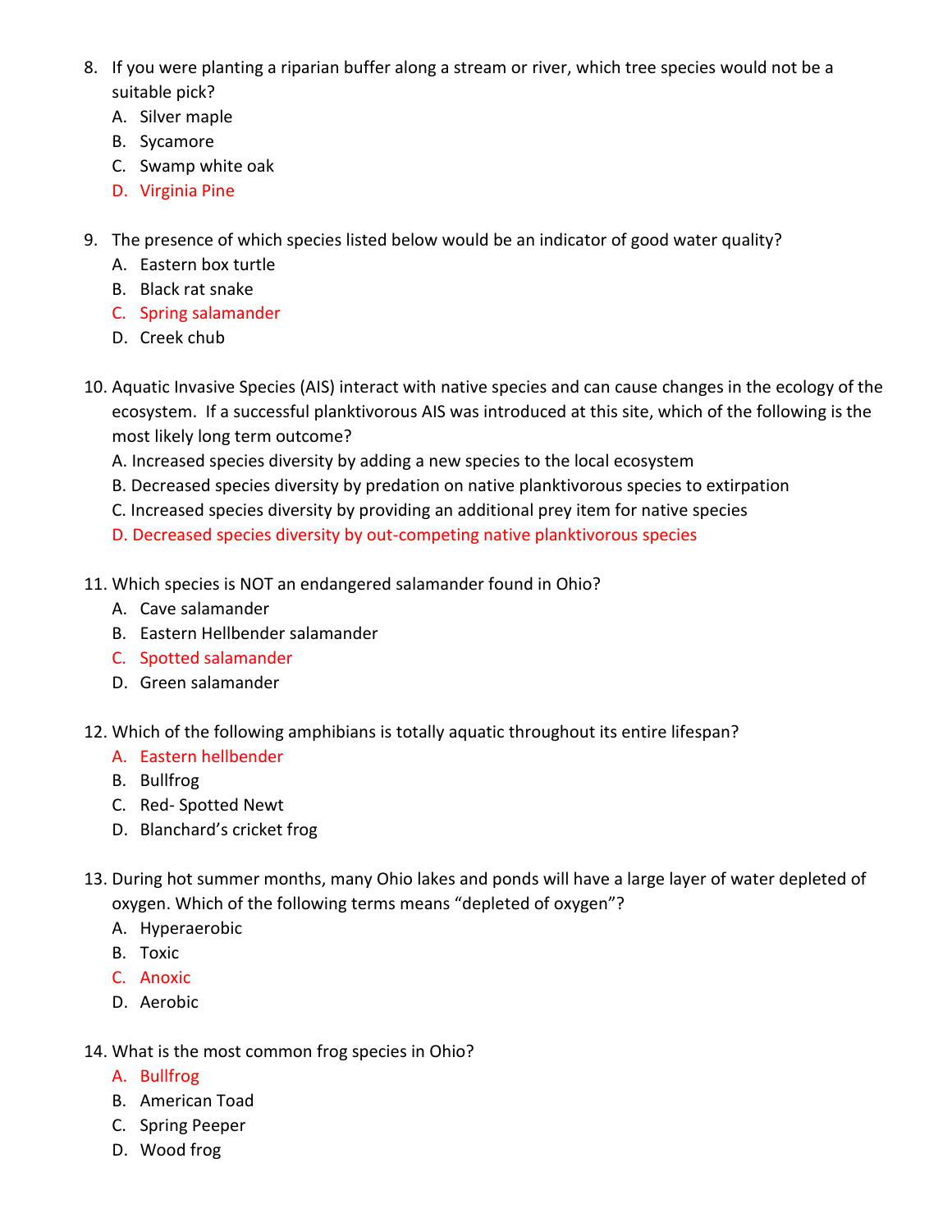8. If you were planting a riparian buffer along a stream or river, which tree species would not be a suitable pick?
   A. Silver maple
   B. Sycamore
   C. Swamp white oak
   D. Virginia Pine

9. The presence of which species listed below would be an indicator of good water quality?
   A. Eastern box turtle
   B. Black rat snake
   C. Spring salamander
   D. Creek chub

10. Aquatic Invasive Species (AIS) interact with native species and can cause changes in the ecology of the ecosystem. If a successful planktivorous AIS was introduced at this site, which of the following is the most likely long term outcome?
    A. Increased species diversity by adding a new species to the local ecosystem
    B. Decreased species diversity by predation on native planktivorous species to extirpation
    C. Increased species diversity by providing an additional prey item for native species
    D. Decreased species diversity by out-competing native planktivorous species

11. Which species is NOT an endangered salamander found in Ohio?
    A. Cave salamander
    B. Eastern Hellbender salamander
    C. Spotted salamander
    D. Green salamander

12. Which of the following amphibians is totally aquatic throughout its entire lifespan?
    A. Eastern hellbender
    B. Bullfrog
    C. Red- Spotted Newt
    D. Blanchard's cricket frog

13. During hot summer months, many Ohio lakes and ponds will have a large layer of water depleted of oxygen. Which of the following terms means "depleted of oxygen"?
    A. Hyperaerobic
    B. Toxic
    C. Anoxic
    D. Aerobic

14. What is the most common frog species in Ohio?
    A. Bullfrog
    B. American Toad
    C. Spring Peeper
    D. Wood frog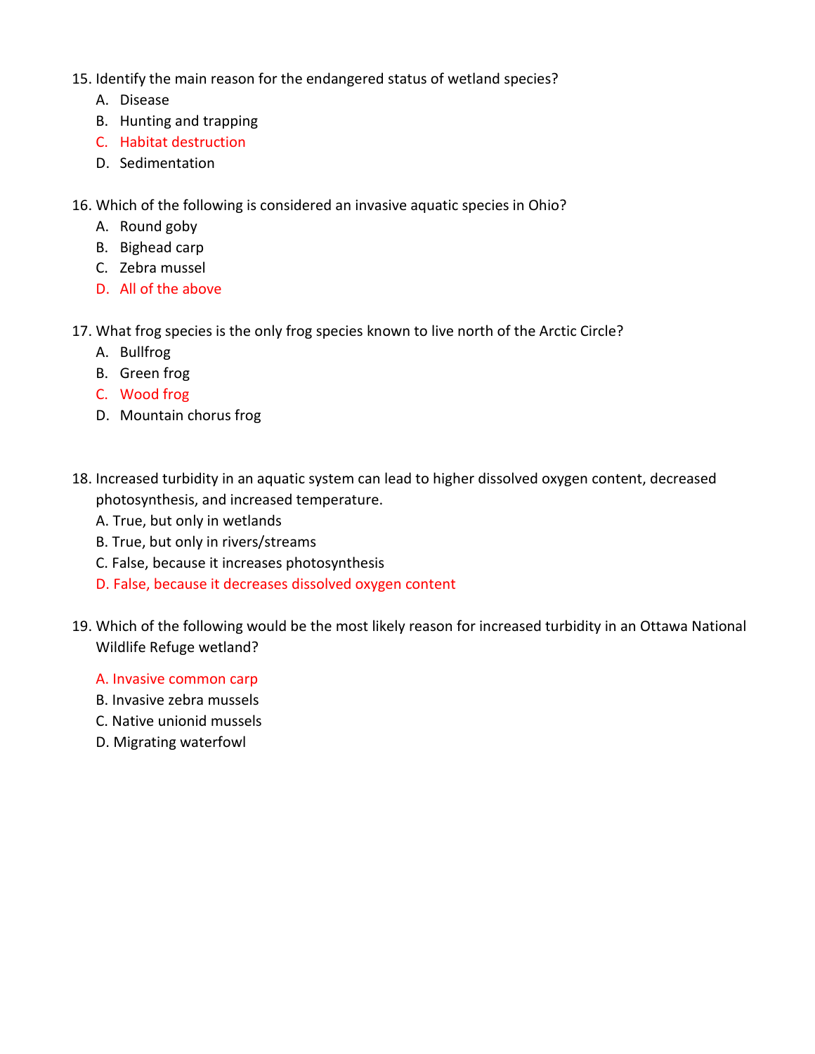15. Identify the main reason for the endangered status of wetland species?
    A. Disease
    B. Hunting and trapping
    C. Habitat destruction
    D. Sedimentation

16. Which of the following is considered an invasive aquatic species in Ohio?
    A. Round goby
    B. Bighead carp
    C. Zebra mussel
    D. All of the above

17. What frog species is the only frog species known to live north of the Arctic Circle?
    A. Bullfrog
    B. Green frog
    C. Wood frog
    D. Mountain chorus frog

18. Increased turbidity in an aquatic system can lead to higher dissolved oxygen content, decreased photosynthesis, and increased temperature.
    A. True, but only in wetlands
    B. True, but only in rivers/streams
    C. False, because it increases photosynthesis
    D. False, because it decreases dissolved oxygen content

19. Which of the following would be the most likely reason for increased turbidity in an Ottawa National Wildlife Refuge wetland?
    A. Invasive common carp
    B. Invasive zebra mussels
    C. Native unionid mussels
    D. Migrating waterfowl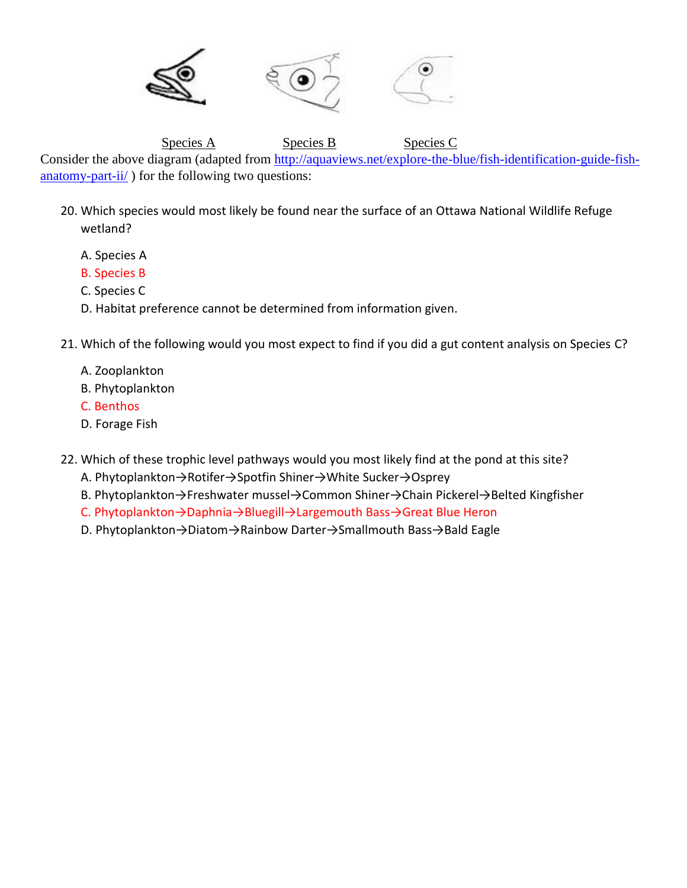Species A Species B Species C

Consider the above diagram (adapted from http://aquaviews.net/explore-the-blue/fish-identification-guide-fish-anatomy-part-ii/ ) for the following two questions:

20. Which species would most likely be found near the surface of an Ottawa National Wildlife Refuge wetland?

    A. Species A
    B. Species B
    C. Species C
    D. Habitat preference cannot be determined from information given.

21. Which of the following would you most expect to find if you did a gut content analysis on Species C?

    A. Zooplankton
    B. Phytoplankton
    C. Benthos
    D. Forage Fish

22. Which of these trophic level pathways would you most likely find at the pond at this site?

    A. Phytoplankton→Rotifer→Spotfin Shiner→White Sucker→Osprey
    B. Phytoplankton→Freshwater mussel→Common Shiner→Chain Pickerel→Belted Kingfisher
    C. Phytoplankton→Daphnia→Bluegill→Largemouth Bass→Great Blue Heron
    D. Phytoplankton→Diatom→Rainbow Darter→Smallmouth Bass→Bald Eagle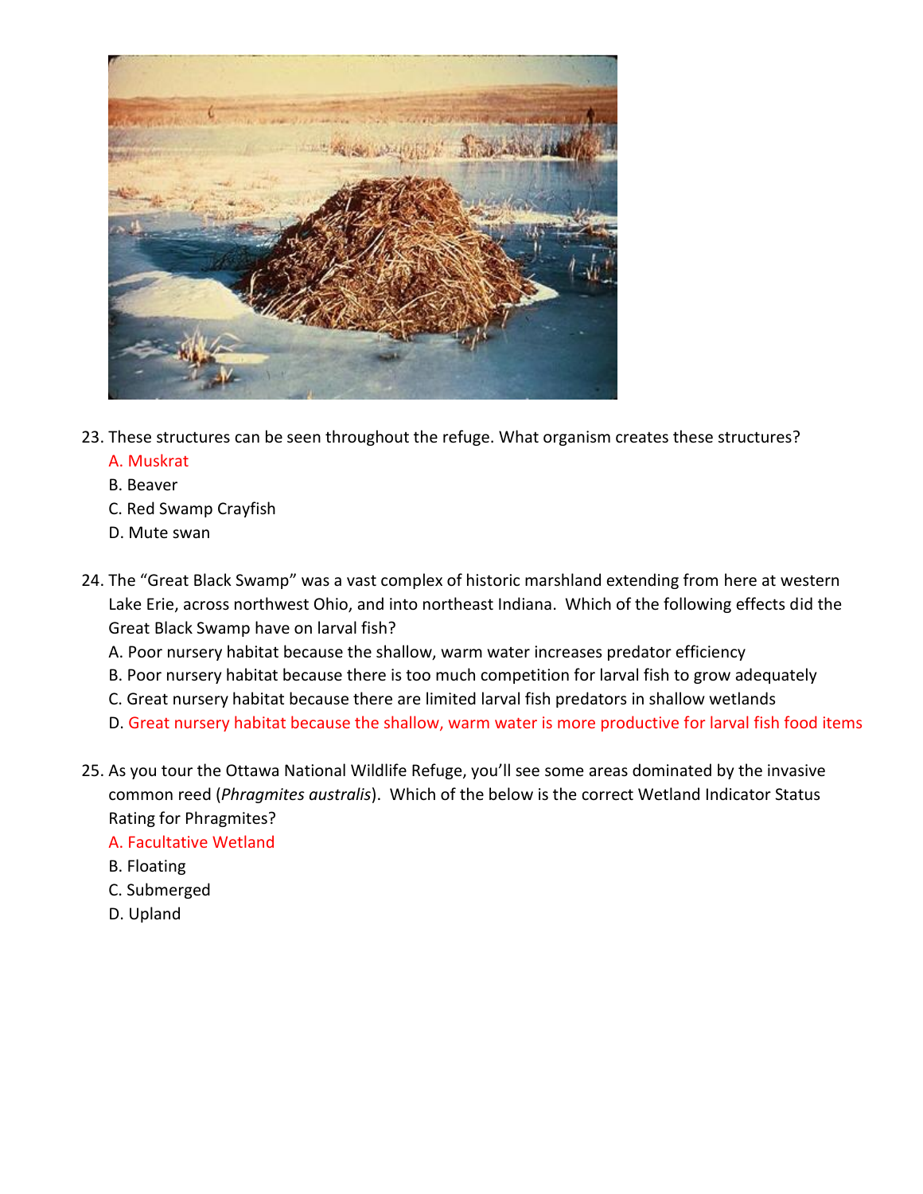23. These structures can be seen throughout the refuge. What organism creates these structures?
    A. Muskrat
    B. Beaver
    C. Red Swamp Crayfish
    D. Mute swan

24. The "Great Black Swamp" was a vast complex of historic marshland extending from here at western Lake Erie, across northwest Ohio, and into northeast Indiana. Which of the following effects did the Great Black Swamp have on larval fish?
    A. Poor nursery habitat because the shallow, warm water increases predator efficiency
    B. Poor nursery habitat because there is too much competition for larval fish to grow adequately
    C. Great nursery habitat because there are limited larval fish predators in shallow wetlands
    D. Great nursery habitat because the shallow, warm water is more productive for larval fish food items

25. As you tour the Ottawa National Wildlife Refuge, you'll see some areas dominated by the invasive common reed (*Phragmites australis*). Which of the below is the correct Wetland Indicator Status Rating for Phragmites?
    A. Facultative Wetland
    B. Floating
    C. Submerged
    D. Upland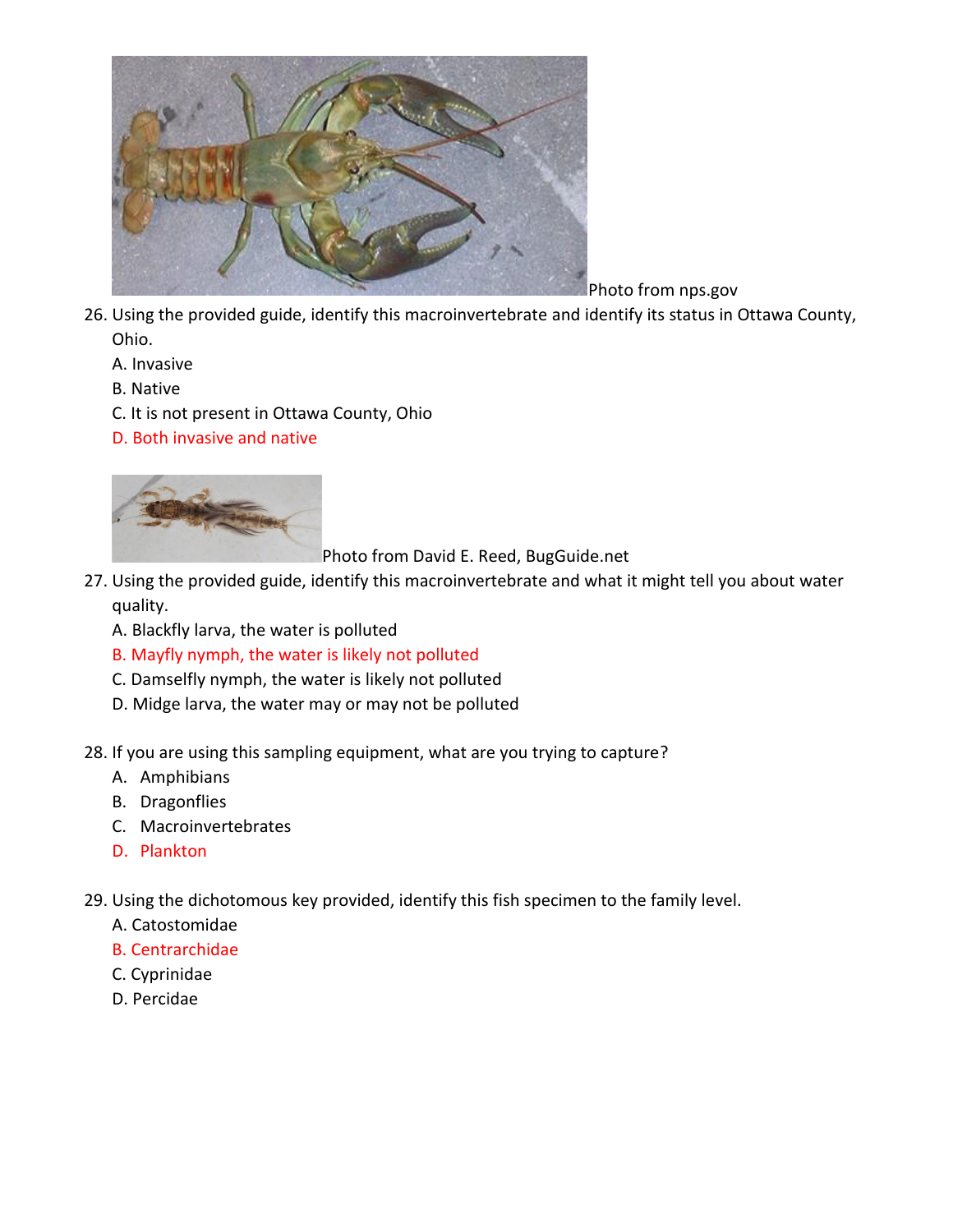Photo from nps.gov

26. Using the provided guide, identify this macroinvertebrate and identify its status in Ottawa County, Ohio.
    A. Invasive
    B. Native
    C. It is not present in Ottawa County, Ohio
    D. Both invasive and native

Photo from David E. Reed, BugGuide.net

27. Using the provided guide, identify this macroinvertebrate and what it might tell you about water quality.
    A. Blackfly larva, the water is polluted
    B. Mayfly nymph, the water is likely not polluted
    C. Damselfly nymph, the water is likely not polluted
    D. Midge larva, the water may or may not be polluted

28. If you are using this sampling equipment, what are you trying to capture?
    A. Amphibians
    B. Dragonflies
    C. Macroinvertebrates
    D. Plankton

29. Using the dichotomous key provided, identify this fish specimen to the family level.
    A. Catostomidae
    B. Centrarchidae
    C. Cyprinidae
    D. Percidae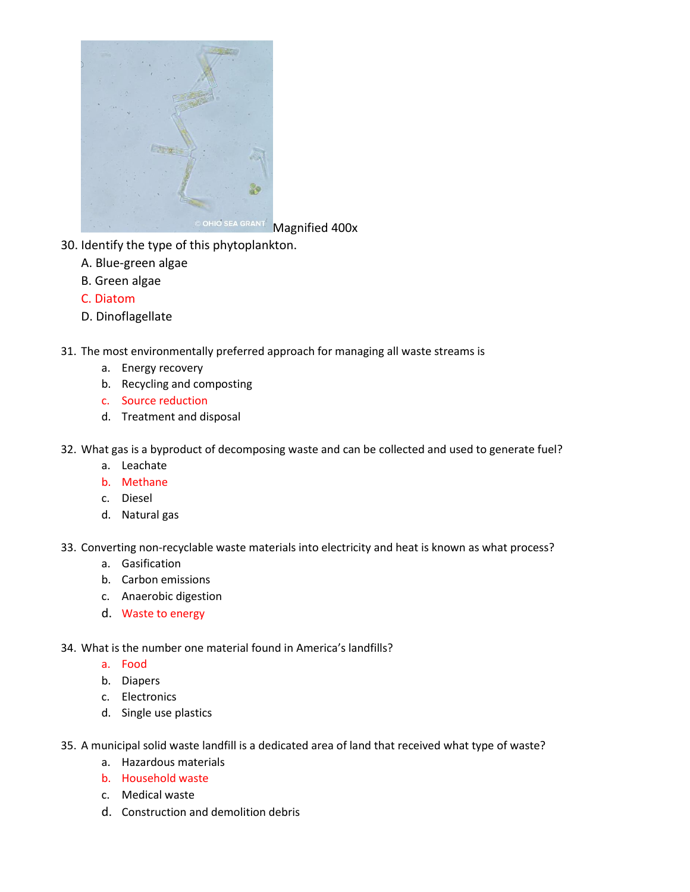© OHIO SEA GRANT Magnified 400x

30. Identify the type of this phytoplankton.
    A. Blue-green algae
    B. Green algae
    C. Diatom
    D. Dinoflagellate

31. The most environmentally preferred approach for managing all waste streams is
    a. Energy recovery
    b. Recycling and composting
    c. Source reduction
    d. Treatment and disposal

32. What gas is a byproduct of decomposing waste and can be collected and used to generate fuel?
    a. Leachate
    b. Methane
    c. Diesel
    d. Natural gas

33. Converting non-recyclable waste materials into electricity and heat is known as what process?
    a. Gasification
    b. Carbon emissions
    c. Anaerobic digestion
    d. Waste to energy

34. What is the number one material found in America's landfills?
    a. Food
    b. Diapers
    c. Electronics
    d. Single use plastics

35. A municipal solid waste landfill is a dedicated area of land that received what type of waste?
    a. Hazardous materials
    b. Household waste
    c. Medical waste
    d. Construction and demolition debris